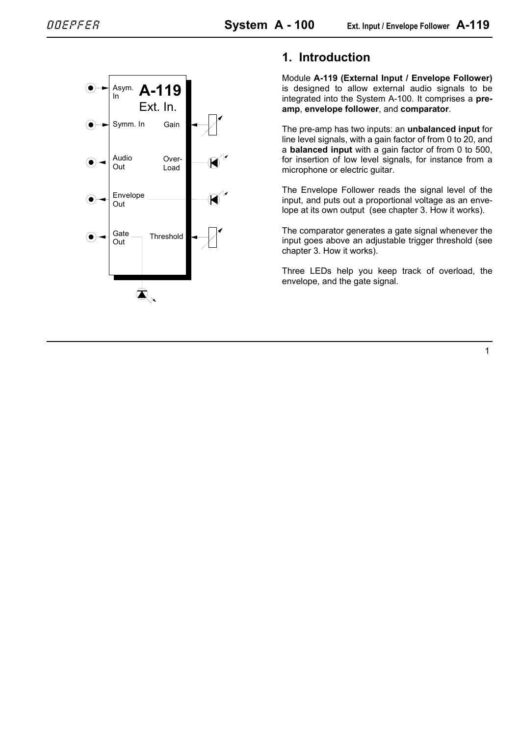## 1. Introduction

Module **A-119 (External Input / Envelope Follower)** is designed to allow external audio signals to be integrated into the System A-100. It comprises a **pre-amp**, **envelope follower**, and **comparator**.

The pre-amp has two inputs: an **unbalanced input** for line level signals, with a gain factor of from 0 to 20, and a **balanced input** with a gain factor of from 0 to 500, for insertion of low level signals, for instance from a microphone or electric guitar.

The Envelope Follower reads the signal level of the input, and puts out a proportional voltage as an envelope at its own output (see chapter 3. How it works).

The comparator generates a gate signal whenever the input goes above an adjustable trigger threshold (see chapter 3. How it works).

Three LEDs help you keep track of overload, the envelope, and the gate signal.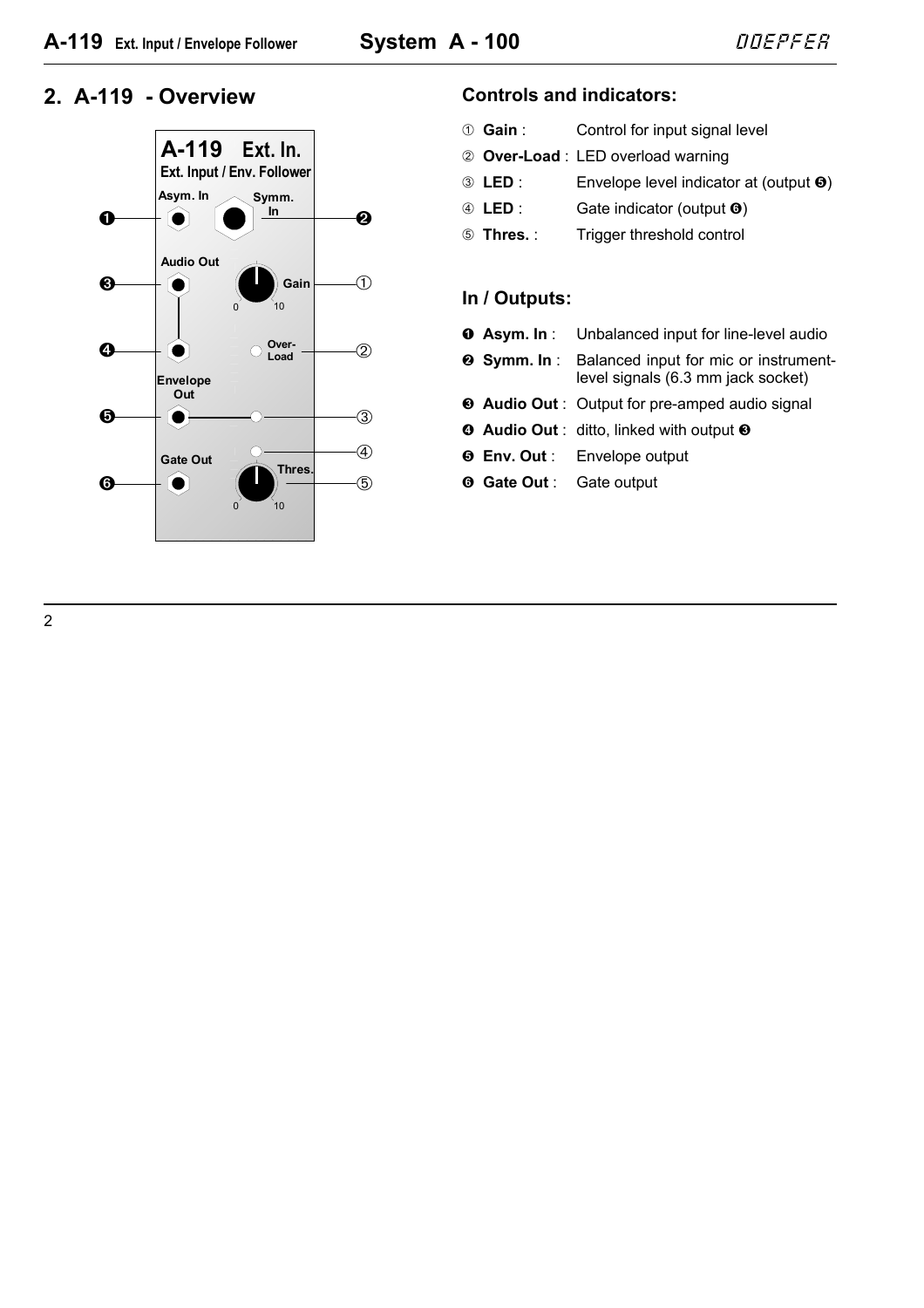## 2. A-119 - Overview

### Controls and indicators:

| | |
|---|---|
| ① **Gain** : | Control for input signal level |
| ② **Over-Load** : | LED overload warning |
| ③ **LED** : | Envelope level indicator at (output ❺) |
| ④ **LED** : | Gate indicator (output ❻) |
| ⑤ **Thres.** : | Trigger threshold control |

### In / Outputs:

| | |
|---|---|
| ❶ **Asym. In** : | Unbalanced input for line-level audio |
| ❷ **Symm. In** : | Balanced input for mic or instrument-level signals (6.3 mm jack socket) |
| ❸ **Audio Out** : | Output for pre-amped audio signal |
| ❹ **Audio Out** : | ditto, linked with output ❸ |
| ❺ **Env. Out** : | Envelope output |
| ❻ **Gate Out** : | Gate output |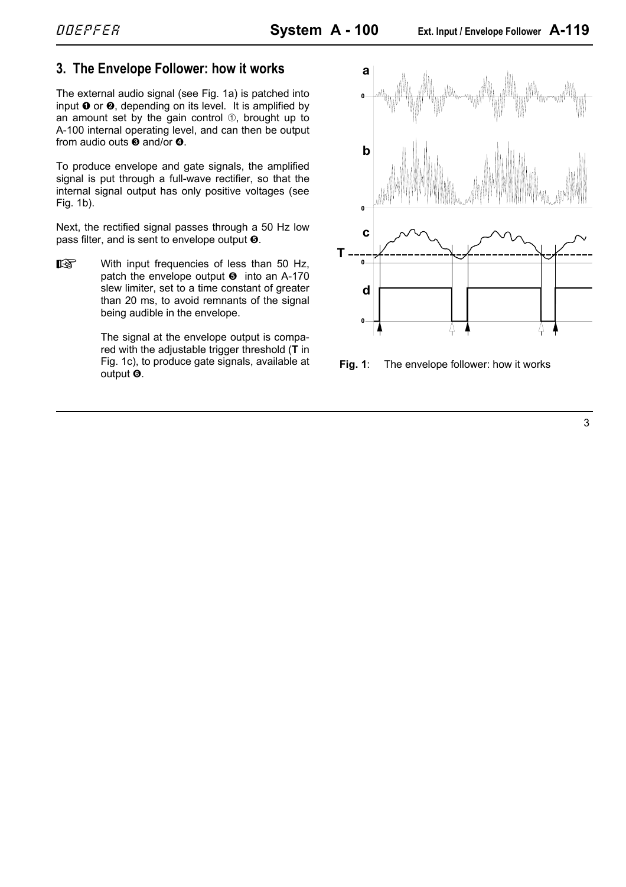## 3. The Envelope Follower: how it works

The external audio signal (see Fig. 1a) is patched into input ❶ or ❷, depending on its level. It is amplified by an amount set by the gain control ①, brought up to A-100 internal operating level, and can then be output from audio outs ❸ and/or ❹.

To produce envelope and gate signals, the amplified signal is put through a full-wave rectifier, so that the internal signal output has only positive voltages (see Fig. 1b).

Next, the rectified signal passes through a 50 Hz low pass filter, and is sent to envelope output ❺.

☞ With input frequencies of less than 50 Hz, patch the envelope output ❺ into an A-170 slew limiter, set to a time constant of greater than 20 ms, to avoid remnants of the signal being audible in the envelope.

The signal at the envelope output is compared with the adjustable trigger threshold (**T** in Fig. 1c), to produce gate signals, available at output ❻.

**Fig. 1**: The envelope follower: how it works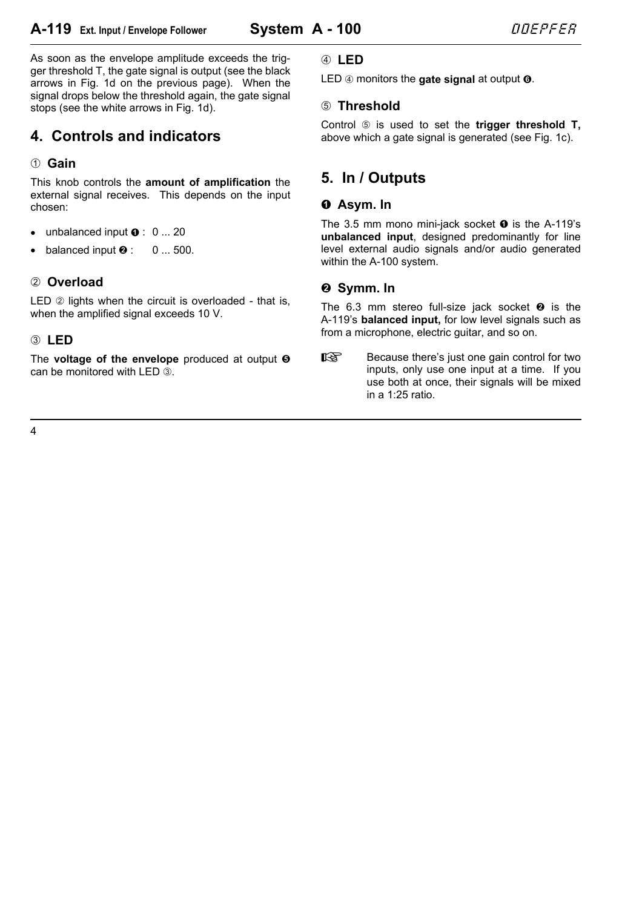As soon as the envelope amplitude exceeds the trigger threshold T, the gate signal is output (see the black arrows in Fig. 1d on the previous page). When the signal drops below the threshold again, the gate signal stops (see the white arrows in Fig. 1d).

## 4. Controls and indicators

### ① Gain

This knob controls the **amount of amplification** the external signal receives. This depends on the input chosen:

- unbalanced input ❶ : 0 ... 20
- balanced input ❷ : 0 ... 500.

### ② Overload

LED ② lights when the circuit is overloaded - that is, when the amplified signal exceeds 10 V.

### ③ LED

The **voltage of the envelope** produced at output ❺ can be monitored with LED ③.

### ④ LED

LED ④ monitors the **gate signal** at output ❻.

### ⑤ Threshold

Control ⑤ is used to set the **trigger threshold T,** above which a gate signal is generated (see Fig. 1c).

## 5. In / Outputs

### ❶ Asym. In

The 3.5 mm mono mini-jack socket ❶ is the A-119's **unbalanced input**, designed predominantly for line level external audio signals and/or audio generated within the A-100 system.

### ❷ Symm. In

The 6.3 mm stereo full-size jack socket ❷ is the A-119's **balanced input,** for low level signals such as from a microphone, electric guitar, and so on.

☞ Because there's just one gain control for two inputs, only use one input at a time. If you use both at once, their signals will be mixed in a 1:25 ratio.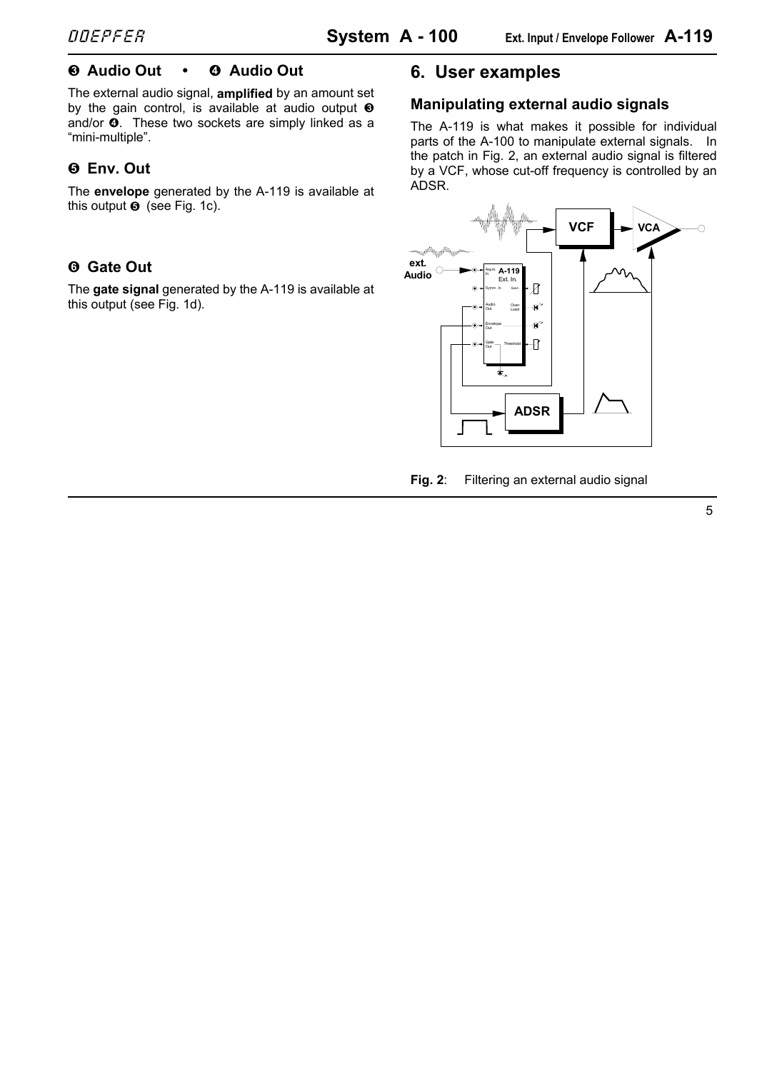### ❸ Audio Out • ❹ Audio Out

The external audio signal, **amplified** by an amount set by the gain control, is available at audio output ❸ and/or ❹. These two sockets are simply linked as a "mini-multiple".

### ❺ Env. Out

The **envelope** generated by the A-119 is available at this output ❺ (see Fig. 1c).

### ❻ Gate Out

The **gate signal** generated by the A-119 is available at this output (see Fig. 1d).

## 6. User examples

### Manipulating external audio signals

The A-119 is what makes it possible for individual parts of the A-100 to manipulate external signals. In the patch in Fig. 2, an external audio signal is filtered by a VCF, whose cut-off frequency is controlled by an ADSR.

**Fig. 2**: Filtering an external audio signal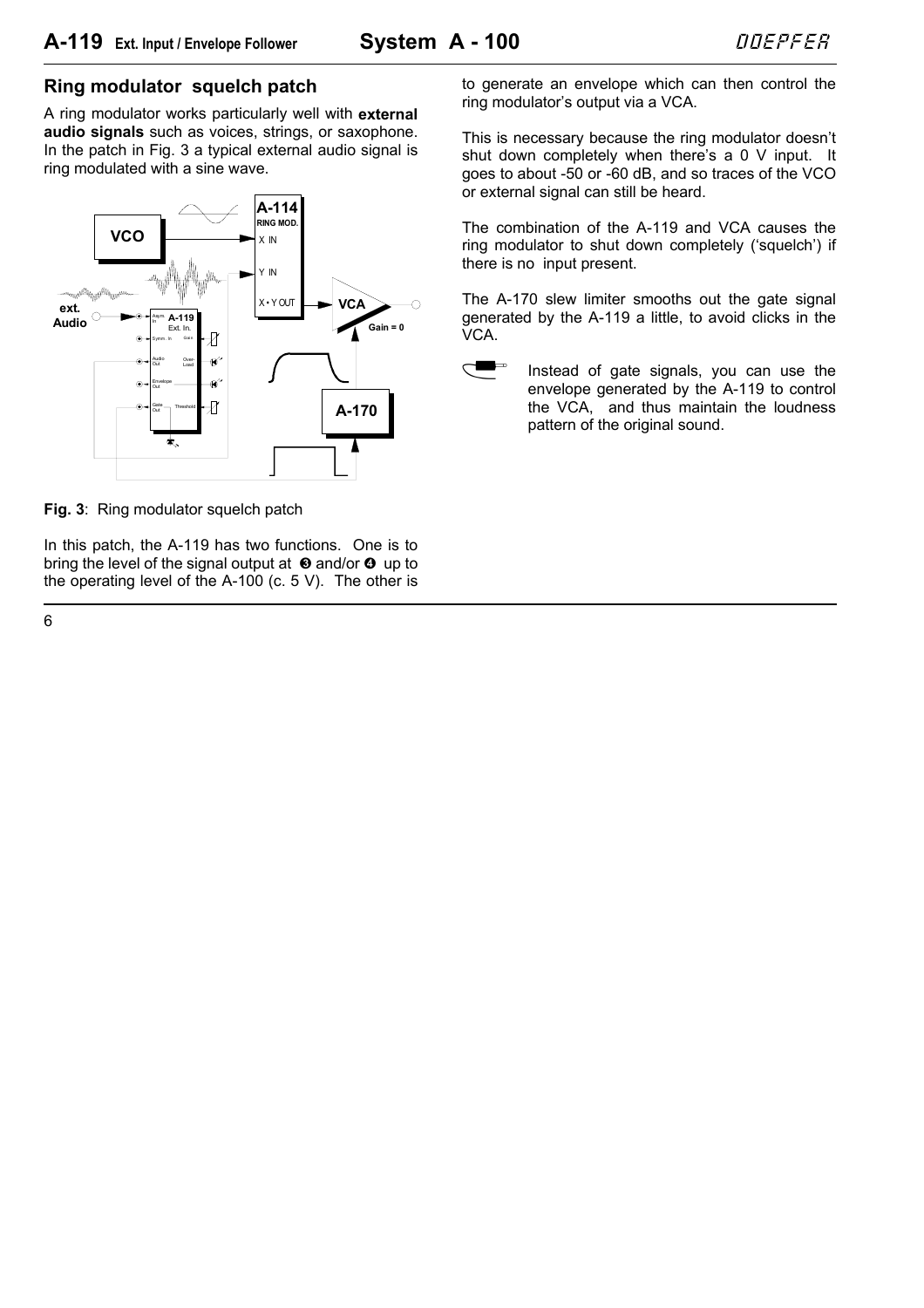## Ring modulator squelch patch

A ring modulator works particularly well with **external audio signals** such as voices, strings, or saxophone. In the patch in Fig. 3 a typical external audio signal is ring modulated with a sine wave.

**Fig. 3**: Ring modulator squelch patch

In this patch, the A-119 has two functions. One is to bring the level of the signal output at ❸ and/or ❹ up to the operating level of the A-100 (c. 5 V). The other is to generate an envelope which can then control the ring modulator's output via a VCA.

This is necessary because the ring modulator doesn't shut down completely when there's a 0 V input. It goes to about -50 or -60 dB, and so traces of the VCO or external signal can still be heard.

The combination of the A-119 and VCA causes the ring modulator to shut down completely ('squelch') if there is no input present.

The A-170 slew limiter smooths out the gate signal generated by the A-119 a little, to avoid clicks in the VCA.

Instead of gate signals, you can use the envelope generated by the A-119 to control the VCA, and thus maintain the loudness pattern of the original sound.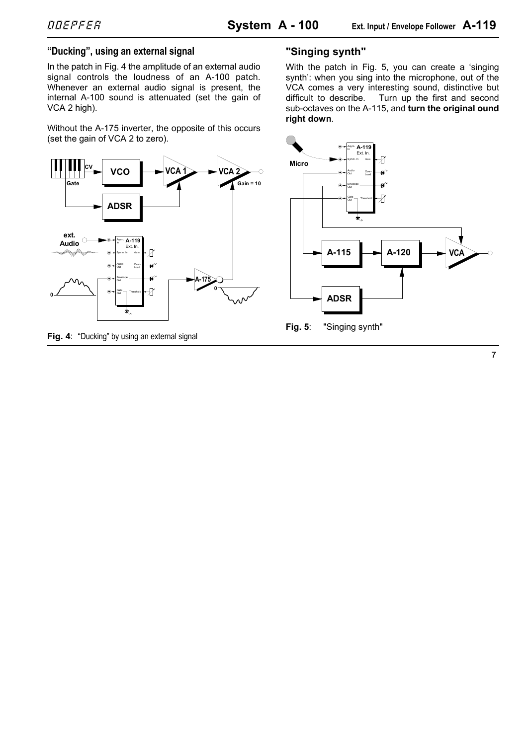## “Ducking”, using an external signal

In the patch in Fig. 4 the amplitude of an external audio signal controls the loudness of an A-100 patch. Whenever an external audio signal is present, the internal A-100 sound is attenuated (set the gain of VCA 2 high).

Without the A-175 inverter, the opposite of this occurs (set the gain of VCA 2 to zero).

CV
VCO
VCA 1
VCA 2
Gate
Gain = 10
ADSR
ext. Audio
A-119 Ext. In.
A-175
0
0

**Fig. 4**: “Ducking” by using an external signal

## "Singing synth"

With the patch in Fig. 5, you can create a ‘singing synth’: when you sing into the microphone, out of the VCA comes a very interesting sound, distinctive but difficult to describe. Turn up the first and second sub-octaves on the A-115, and **turn the original ound right down**.

Micro
A-119 Ext. In.
A-115
A-120
VCA
ADSR

**Fig. 5**: "Singing synth"